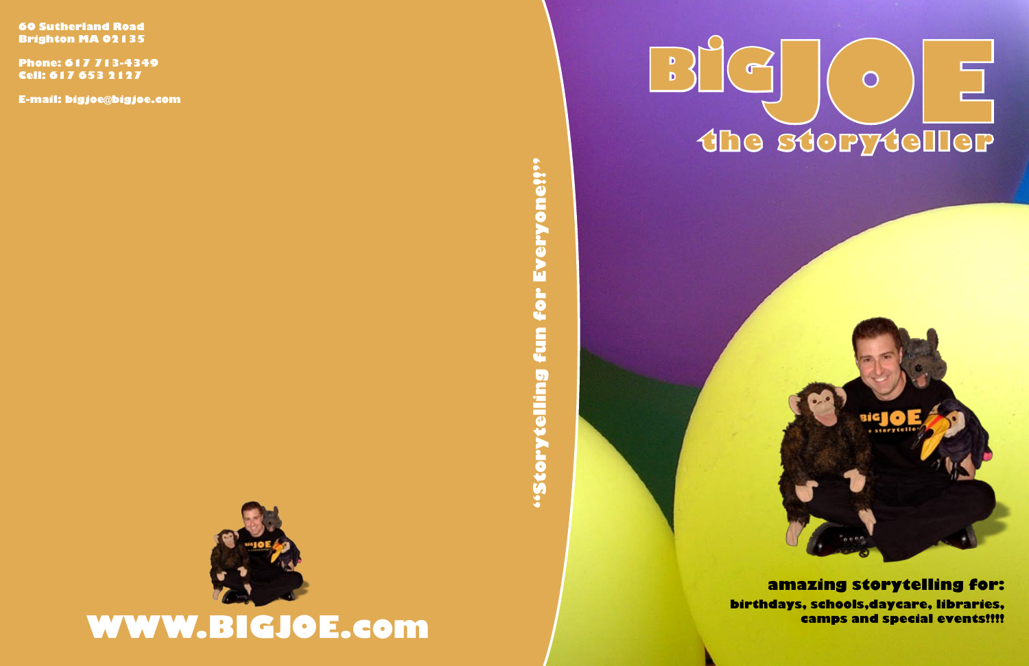**60 Sutherland Road**
**Brighton MA 02135**

**Phone: 617 713-4349**
**Cell: 617 653 2127**

**E-mail: bigjoe@bigjoe.com**

# WWW.BIGJOE.com

**"Storytelling fun for Everyone!!"**

# BIG JOE
## the storyteller

### amazing storytelling for:

**birthdays, schools,daycare, libraries, camps and special events!!!!**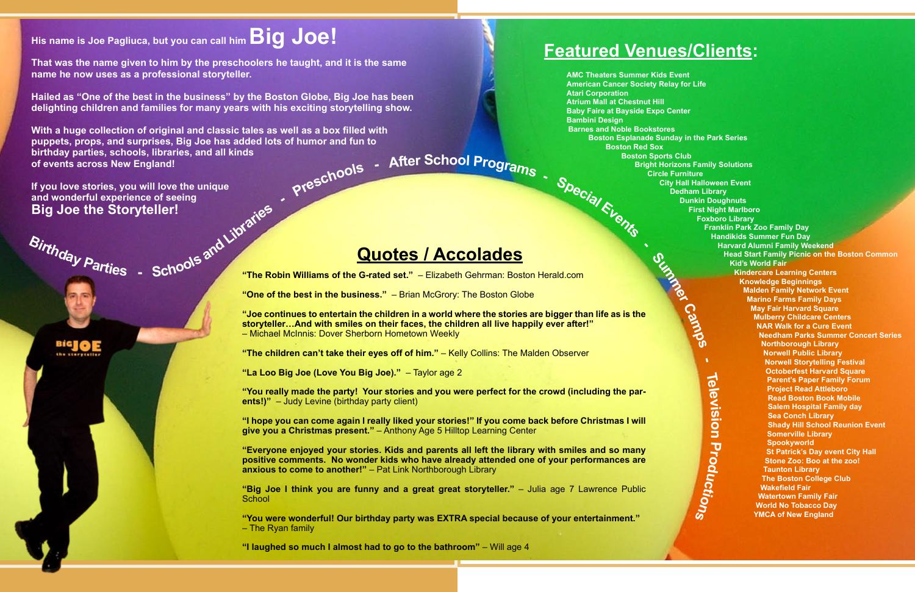His name is Joe Pagliuca, but you can call him **Big Joe!**

**That was the name given to him by the preschoolers he taught, and it is the same name he now uses as a professional storyteller.**

**Hailed as "One of the best in the business" by the Boston Globe, Big Joe has been delighting children and families for many years with his exciting storytelling show.**

**With a huge collection of original and classic tales as well as a box filled with puppets, props, and surprises, Big Joe has added lots of humor and fun to birthday parties, schools, libraries, and all kinds of events across New England!**

**If you love stories, you will love the unique and wonderful experience of seeing**
**Big Joe the Storyteller!**

**Birthday Parties - Schools and Libraries - Preschools - After School Programs - Special Events - Summer Camps - Television Productions**

## Quotes / Accolades

**"The Robin Williams of the G-rated set."** – Elizabeth Gehrman: Boston Herald.com

**"One of the best in the business."** – Brian McGrory: The Boston Globe

**"Joe continues to entertain the children in a world where the stories are bigger than life as is the storyteller…And with smiles on their faces, the children all live happily ever after!"** – Michael McInnis: Dover Sherborn Hometown Weekly

**"The children can't take their eyes off of him."** – Kelly Collins: The Malden Observer

**"La Loo Big Joe (Love You Big Joe)."** – Taylor age 2

**"You really made the party! Your stories and you were perfect for the crowd (including the parents!)"** – Judy Levine (birthday party client)

**"I hope you can come again I really liked your stories!" If you come back before Christmas I will give you a Christmas present."** – Anthony Age 5 Hilltop Learning Center

**"Everyone enjoyed your stories. Kids and parents all left the library with smiles and so many positive comments. No wonder kids who have already attended one of your performances are anxious to come to another!"** – Pat Link Northborough Library

**"Big Joe I think you are funny and a great great storyteller."** – Julia age 7 Lawrence Public School

**"You were wonderful! Our birthday party was EXTRA special because of your entertainment."** – The Ryan family

**"I laughed so much I almost had to go to the bathroom"** – Will age 4

## Featured Venues/Clients:

- AMC Theaters Summer Kids Event
- American Cancer Society Relay for Life
- Atari Corporation
- Atrium Mall at Chestnut Hill
- Baby Faire at Bayside Expo Center
- Bambini Design
- Barnes and Noble Bookstores
- Boston Esplanade Sunday in the Park Series
- Boston Red Sox
- Boston Sports Club
- Bright Horizons Family Solutions
- Circle Furniture
- City Hall Halloween Event
- Dedham Library
- Dunkin Doughnuts
- First Night Marlboro
- Foxboro Library
- Franklin Park Zoo Family Day
- Handikids Summer Fun Day
- Harvard Alumni Family Weekend
- Head Start Family Picnic on the Boston Common
- Kid's World Fair
- Kindercare Learning Centers
- Knowledge Beginnings
- Malden Family Network Event
- Marino Farms Family Days
- May Fair Harvard Square
- Mulberry Childcare Centers
- NAR Walk for a Cure Event
- Needham Parks Summer Concert Series
- Northborough Library
- Norwell Public Library
- Norwell Storytelling Festival
- Octoberfest Harvard Square
- Parent's Paper Family Forum
- Project Read Attleboro
- Read Boston Book Mobile
- Salem Hospital Family day
- Sea Conch Library
- Shady Hill School Reunion Event
- Somerville Library
- Spookyworld
- St Patrick's Day event City Hall
- Stone Zoo: Boo at the zoo!
- Taunton Library
- The Boston College Club
- Wakefield Fair
- Watertown Family Fair
- World No Tobacco Day
- YMCA of New England